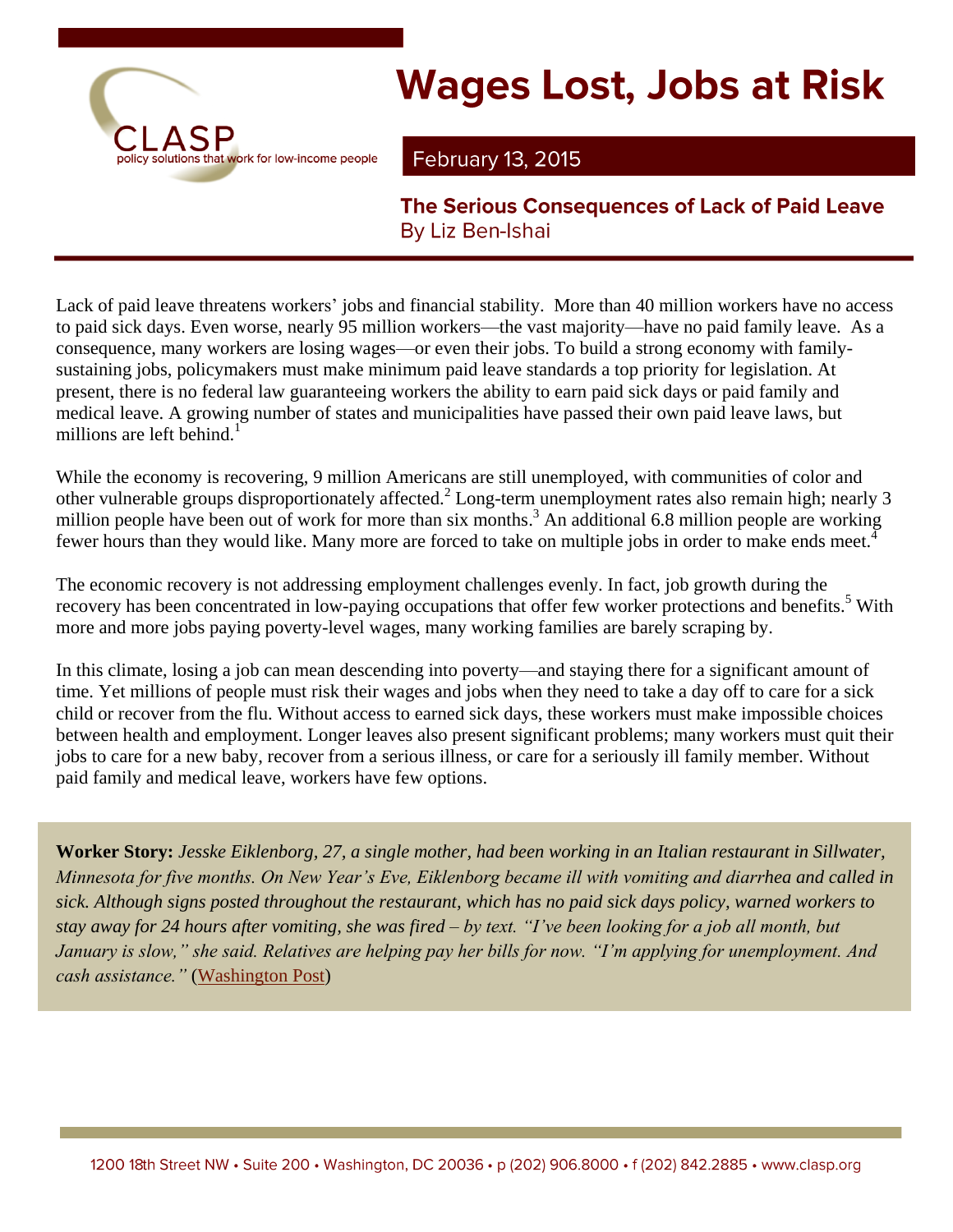CLASP
policy solutions that work for low-income people

# Wages Lost, Jobs at Risk

February 13, 2015

## The Serious Consequences of Lack of Paid Leave

By Liz Ben-Ishai

Lack of paid leave threatens workers' jobs and financial stability. More than 40 million workers have no access to paid sick days. Even worse, nearly 95 million workers—the vast majority—have no paid family leave. As a consequence, many workers are losing wages—or even their jobs. To build a strong economy with family-sustaining jobs, policymakers must make minimum paid leave standards a top priority for legislation. At present, there is no federal law guaranteeing workers the ability to earn paid sick days or paid family and medical leave. A growing number of states and municipalities have passed their own paid leave laws, but millions are left behind.[1]

While the economy is recovering, 9 million Americans are still unemployed, with communities of color and other vulnerable groups disproportionately affected.[2] Long-term unemployment rates also remain high; nearly 3 million people have been out of work for more than six months.[3] An additional 6.8 million people are working fewer hours than they would like. Many more are forced to take on multiple jobs in order to make ends meet.[4]

The economic recovery is not addressing employment challenges evenly. In fact, job growth during the recovery has been concentrated in low-paying occupations that offer few worker protections and benefits.[5] With more and more jobs paying poverty-level wages, many working families are barely scraping by.

In this climate, losing a job can mean descending into poverty—and staying there for a significant amount of time. Yet millions of people must risk their wages and jobs when they need to take a day off to care for a sick child or recover from the flu. Without access to earned sick days, these workers must make impossible choices between health and employment. Longer leaves also present significant problems; many workers must quit their jobs to care for a new baby, recover from a serious illness, or care for a seriously ill family member. Without paid family and medical leave, workers have few options.

**Worker Story:** *Jesske Eiklenborg, 27, a single mother, had been working in an Italian restaurant in Sillwater, Minnesota for five months. On New Year's Eve, Eiklenborg became ill with vomiting and diarrhea and called in sick. Although signs posted throughout the restaurant, which has no paid sick days policy, warned workers to stay away for 24 hours after vomiting, she was fired – by text. "I've been looking for a job all month, but January is slow," she said. Relatives are helping pay her bills for now. "I'm applying for unemployment. And cash assistance."* (Washington Post)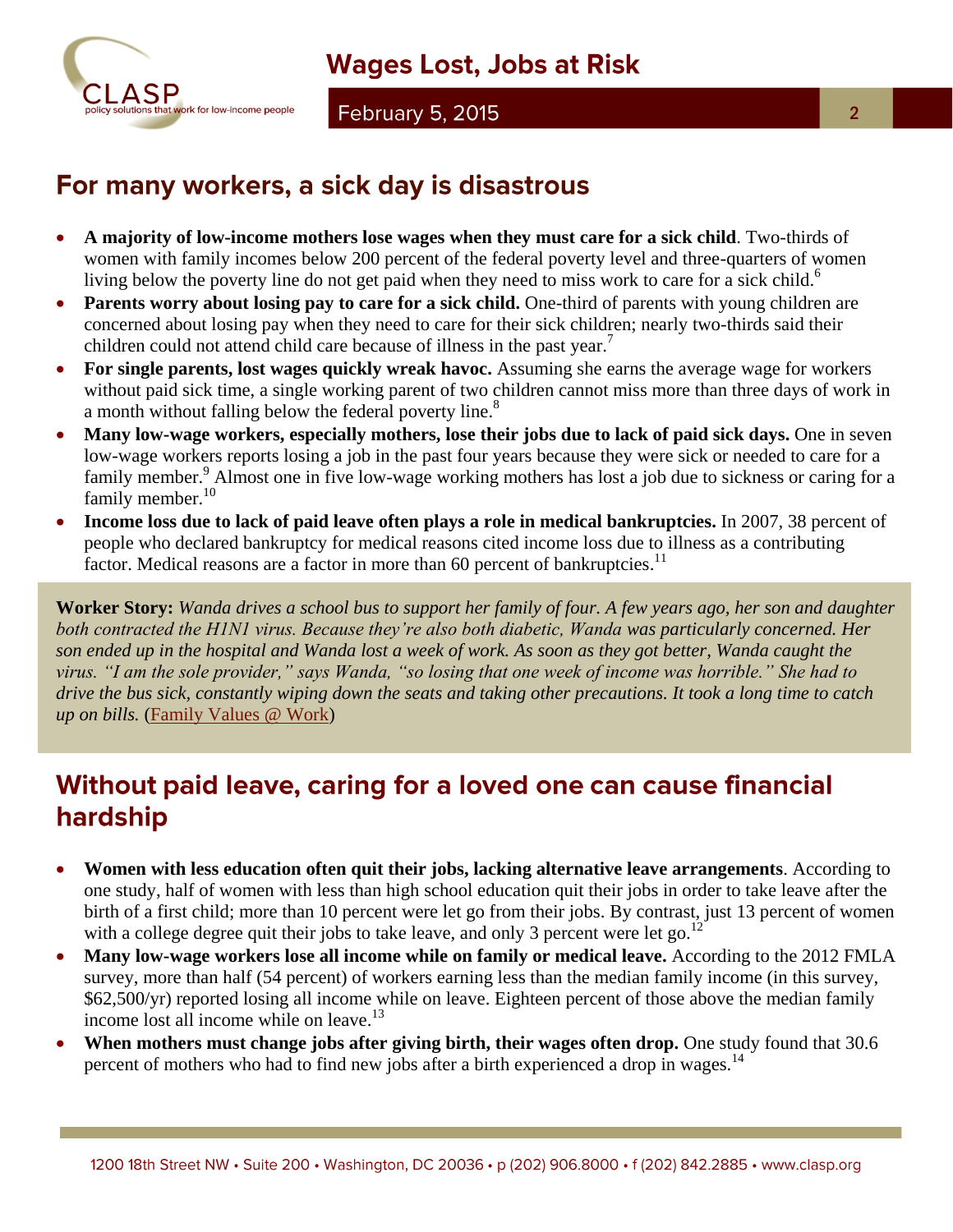## For many workers, a sick day is disastrous

- **A majority of low-income mothers lose wages when they must care for a sick child**. Two-thirds of women with family incomes below 200 percent of the federal poverty level and three-quarters of women living below the poverty line do not get paid when they need to miss work to care for a sick child.[6]
- **Parents worry about losing pay to care for a sick child.** One-third of parents with young children are concerned about losing pay when they need to care for their sick children; nearly two-thirds said their children could not attend child care because of illness in the past year.[7]
- **For single parents, lost wages quickly wreak havoc.** Assuming she earns the average wage for workers without paid sick time, a single working parent of two children cannot miss more than three days of work in a month without falling below the federal poverty line.[8]
- **Many low-wage workers, especially mothers, lose their jobs due to lack of paid sick days.** One in seven low-wage workers reports losing a job in the past four years because they were sick or needed to care for a family member.[9] Almost one in five low-wage working mothers has lost a job due to sickness or caring for a family member.[10]
- **Income loss due to lack of paid leave often plays a role in medical bankruptcies.** In 2007, 38 percent of people who declared bankruptcy for medical reasons cited income loss due to illness as a contributing factor. Medical reasons are a factor in more than 60 percent of bankruptcies.[11]

**Worker Story:** *Wanda drives a school bus to support her family of four. A few years ago, her son and daughter both contracted the H1N1 virus. Because they're also both diabetic, Wanda was particularly concerned. Her son ended up in the hospital and Wanda lost a week of work. As soon as they got better, Wanda caught the virus. "I am the sole provider," says Wanda, "so losing that one week of income was horrible." She had to drive the bus sick, constantly wiping down the seats and taking other precautions. It took a long time to catch up on bills.* (Family Values @ Work)

## Without paid leave, caring for a loved one can cause financial hardship

- **Women with less education often quit their jobs, lacking alternative leave arrangements**. According to one study, half of women with less than high school education quit their jobs in order to take leave after the birth of a first child; more than 10 percent were let go from their jobs. By contrast, just 13 percent of women with a college degree quit their jobs to take leave, and only 3 percent were let go.[12]
- **Many low-wage workers lose all income while on family or medical leave.** According to the 2012 FMLA survey, more than half (54 percent) of workers earning less than the median family income (in this survey, $62,500/yr) reported losing all income while on leave. Eighteen percent of those above the median family income lost all income while on leave.[13]
- **When mothers must change jobs after giving birth, their wages often drop.** One study found that 30.6 percent of mothers who had to find new jobs after a birth experienced a drop in wages.[14]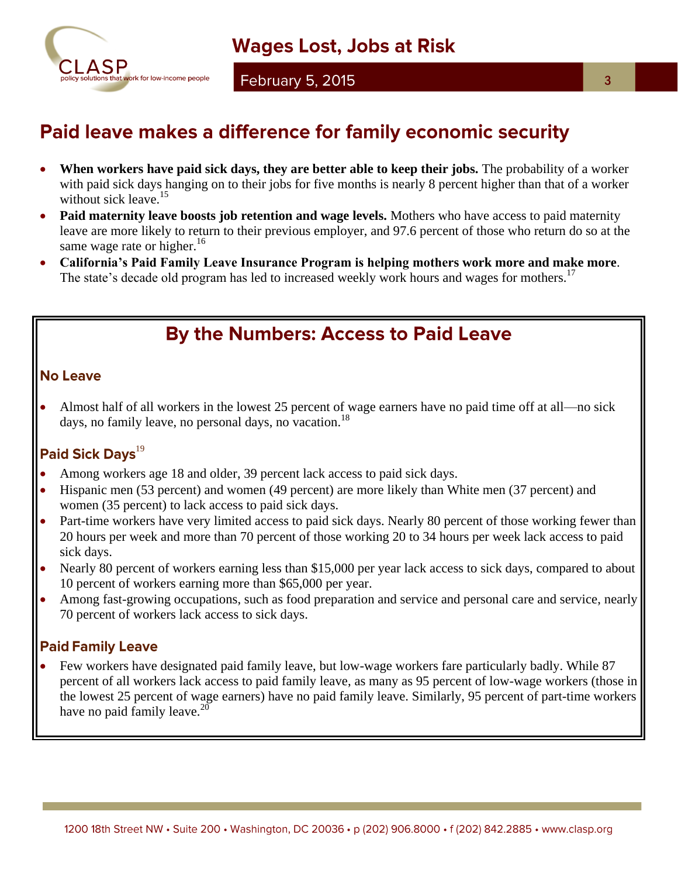## Paid leave makes a difference for family economic security

- **When workers have paid sick days, they are better able to keep their jobs.** The probability of a worker with paid sick days hanging on to their jobs for five months is nearly 8 percent higher than that of a worker without sick leave.[15]
- **Paid maternity leave boosts job retention and wage levels.** Mothers who have access to paid maternity leave are more likely to return to their previous employer, and 97.6 percent of those who return do so at the same wage rate or higher.[16]
- **California's Paid Family Leave Insurance Program is helping mothers work more and make more**. The state's decade old program has led to increased weekly work hours and wages for mothers.[17]

## By the Numbers: Access to Paid Leave

### No Leave

- Almost half of all workers in the lowest 25 percent of wage earners have no paid time off at all—no sick days, no family leave, no personal days, no vacation.[18]

### Paid Sick Days[19]

- Among workers age 18 and older, 39 percent lack access to paid sick days.
- Hispanic men (53 percent) and women (49 percent) are more likely than White men (37 percent) and women (35 percent) to lack access to paid sick days.
- Part-time workers have very limited access to paid sick days. Nearly 80 percent of those working fewer than 20 hours per week and more than 70 percent of those working 20 to 34 hours per week lack access to paid sick days.
- Nearly 80 percent of workers earning less than $15,000 per year lack access to sick days, compared to about 10 percent of workers earning more than $65,000 per year.
- Among fast-growing occupations, such as food preparation and service and personal care and service, nearly 70 percent of workers lack access to sick days.

### Paid Family Leave

- Few workers have designated paid family leave, but low-wage workers fare particularly badly. While 87 percent of all workers lack access to paid family leave, as many as 95 percent of low-wage workers (those in the lowest 25 percent of wage earners) have no paid family leave. Similarly, 95 percent of part-time workers have no paid family leave.[20]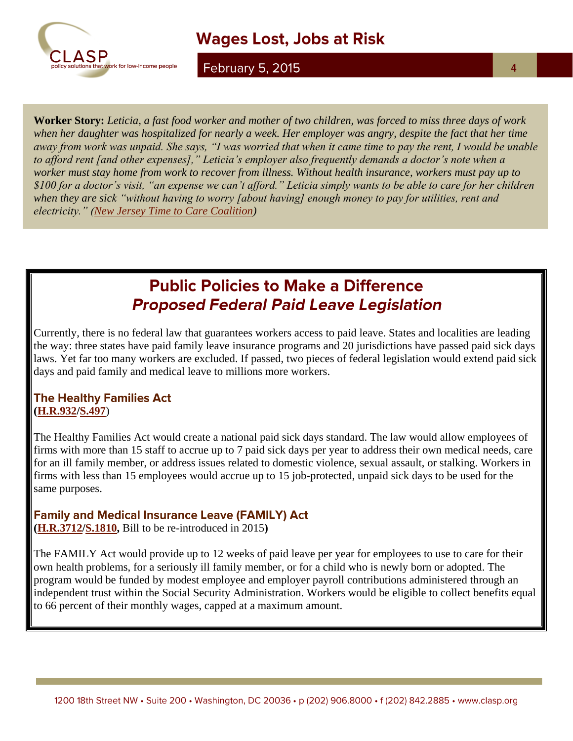**Worker Story:** *Leticia, a fast food worker and mother of two children, was forced to miss three days of work when her daughter was hospitalized for nearly a week. Her employer was angry, despite the fact that her time away from work was unpaid. She says, "I was worried that when it came time to pay the rent, I would be unable to afford rent [and other expenses]," Leticia's employer also frequently demands a doctor's note when a worker must stay home from work to recover from illness. Without health insurance, workers must pay up to $100 for a doctor's visit, "an expense we can't afford." Leticia simply wants to be able to care for her children when they are sick "without having to worry [about having] enough money to pay for utilities, rent and electricity." (New Jersey Time to Care Coalition)*

## Public Policies to Make a Difference

### *Proposed Federal Paid Leave Legislation*

Currently, there is no federal law that guarantees workers access to paid leave. States and localities are leading the way: three states have paid family leave insurance programs and 20 jurisdictions have passed paid sick days laws. Yet far too many workers are excluded. If passed, two pieces of federal legislation would extend paid sick days and paid family and medical leave to millions more workers.

### The Healthy Families Act

(**H.R.932**/**S.497**)

The Healthy Families Act would create a national paid sick days standard. The law would allow employees of firms with more than 15 staff to accrue up to 7 paid sick days per year to address their own medical needs, care for an ill family member, or address issues related to domestic violence, sexual assault, or stalking. Workers in firms with less than 15 employees would accrue up to 15 job-protected, unpaid sick days to be used for the same purposes.

### Family and Medical Insurance Leave (FAMILY) Act

(**H.R.3712**/**S.1810**, Bill to be re-introduced in 2015)

The FAMILY Act would provide up to 12 weeks of paid leave per year for employees to use to care for their own health problems, for a seriously ill family member, or for a child who is newly born or adopted. The program would be funded by modest employee and employer payroll contributions administered through an independent trust within the Social Security Administration. Workers would be eligible to collect benefits equal to 66 percent of their monthly wages, capped at a maximum amount.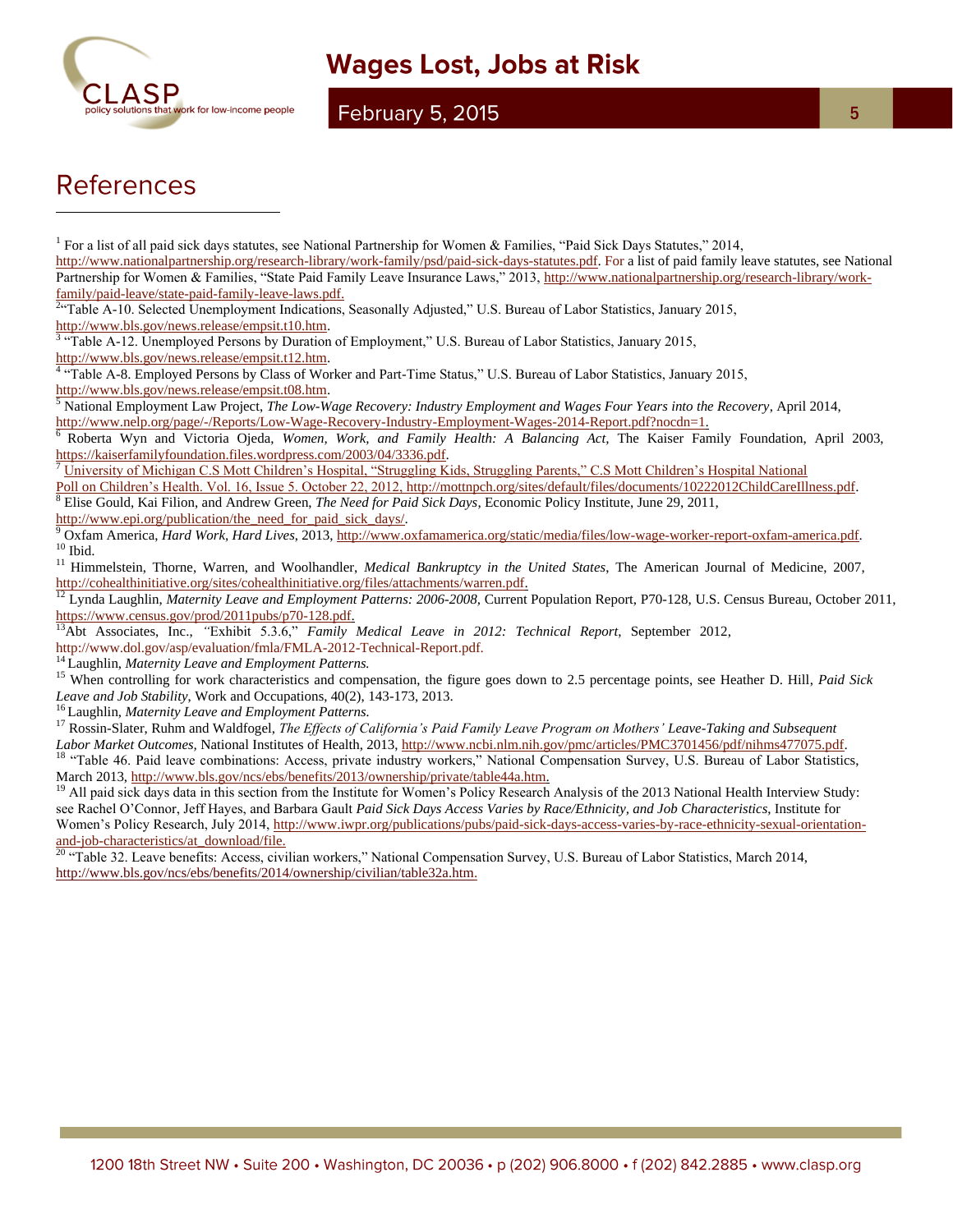# References

[1] For a list of all paid sick days statutes, see National Partnership for Women & Families, "Paid Sick Days Statutes," 2014, http://www.nationalpartnership.org/research-library/work-family/psd/paid-sick-days-statutes.pdf. For a list of paid family leave statutes, see National Partnership for Women & Families, "State Paid Family Leave Insurance Laws," 2013, http://www.nationalpartnership.org/research-library/work-family/paid-leave/state-paid-family-leave-laws.pdf.

[2] "Table A-10. Selected Unemployment Indications, Seasonally Adjusted," U.S. Bureau of Labor Statistics, January 2015, http://www.bls.gov/news.release/empsit.t10.htm.

[3] "Table A-12. Unemployed Persons by Duration of Employment," U.S. Bureau of Labor Statistics, January 2015, http://www.bls.gov/news.release/empsit.t12.htm.

[4] "Table A-8. Employed Persons by Class of Worker and Part-Time Status," U.S. Bureau of Labor Statistics, January 2015, http://www.bls.gov/news.release/empsit.t08.htm.

[5] National Employment Law Project, *The Low-Wage Recovery: Industry Employment and Wages Four Years into the Recovery*, April 2014, http://www.nelp.org/page/-/Reports/Low-Wage-Recovery-Industry-Employment-Wages-2014-Report.pdf?nocdn=1.

[6] Roberta Wyn and Victoria Ojeda, *Women, Work, and Family Health: A Balancing Act*, The Kaiser Family Foundation, April 2003, https://kaiserfamilyfoundation.files.wordpress.com/2003/04/3336.pdf.

[7] University of Michigan C.S Mott Children's Hospital, "Struggling Kids, Struggling Parents," C.S Mott Children's Hospital National Poll on Children's Health. Vol. 16, Issue 5. October 22, 2012, http://mottnpch.org/sites/default/files/documents/10222012ChildCareIllness.pdf.

[8] Elise Gould, Kai Filion, and Andrew Green, *The Need for Paid Sick Days*, Economic Policy Institute, June 29, 2011, http://www.epi.org/publication/the_need_for_paid_sick_days/.

[9] Oxfam America, *Hard Work, Hard Lives*, 2013, http://www.oxfamamerica.org/static/media/files/low-wage-worker-report-oxfam-america.pdf.

[10] Ibid.

[11] Himmelstein, Thorne, Warren, and Woolhandler, *Medical Bankruptcy in the United States*, The American Journal of Medicine, 2007, http://cohealthinitiative.org/sites/cohealthinitiative.org/files/attachments/warren.pdf.

[12] Lynda Laughlin, *Maternity Leave and Employment Patterns: 2006-2008,* Current Population Report, P70-128, U.S. Census Bureau, October 2011, https://www.census.gov/prod/2011pubs/p70-128.pdf.

[13] Abt Associates, Inc., "Exhibit 5.3.6," *Family Medical Leave in 2012: Technical Report*, September 2012, http://www.dol.gov/asp/evaluation/fmla/FMLA-2012-Technical-Report.pdf.

[14] Laughlin, *Maternity Leave and Employment Patterns.*

[15] When controlling for work characteristics and compensation, the figure goes down to 2.5 percentage points, see Heather D. Hill, *Paid Sick Leave and Job Stability*, Work and Occupations, 40(2), 143-173, 2013.

[16] Laughlin, *Maternity Leave and Employment Patterns.*

[17] Rossin-Slater, Ruhm and Waldfogel, *The Effects of California's Paid Family Leave Program on Mothers' Leave-Taking and Subsequent Labor Market Outcomes,* National Institutes of Health, 2013, http://www.ncbi.nlm.nih.gov/pmc/articles/PMC3701456/pdf/nihms477075.pdf.

[18] "Table 46. Paid leave combinations: Access, private industry workers," National Compensation Survey, U.S. Bureau of Labor Statistics, March 2013, http://www.bls.gov/ncs/ebs/benefits/2013/ownership/private/table44a.htm.

[19] All paid sick days data in this section from the Institute for Women's Policy Research Analysis of the 2013 National Health Interview Study: see Rachel O'Connor, Jeff Hayes, and Barbara Gault *Paid Sick Days Access Varies by Race/Ethnicity, and Job Characteristics*, Institute for Women's Policy Research, July 2014, http://www.iwpr.org/publications/pubs/paid-sick-days-access-varies-by-race-ethnicity-sexual-orientation-and-job-characteristics/at_download/file.

[20] "Table 32. Leave benefits: Access, civilian workers," National Compensation Survey, U.S. Bureau of Labor Statistics, March 2014, http://www.bls.gov/ncs/ebs/benefits/2014/ownership/civilian/table32a.htm.